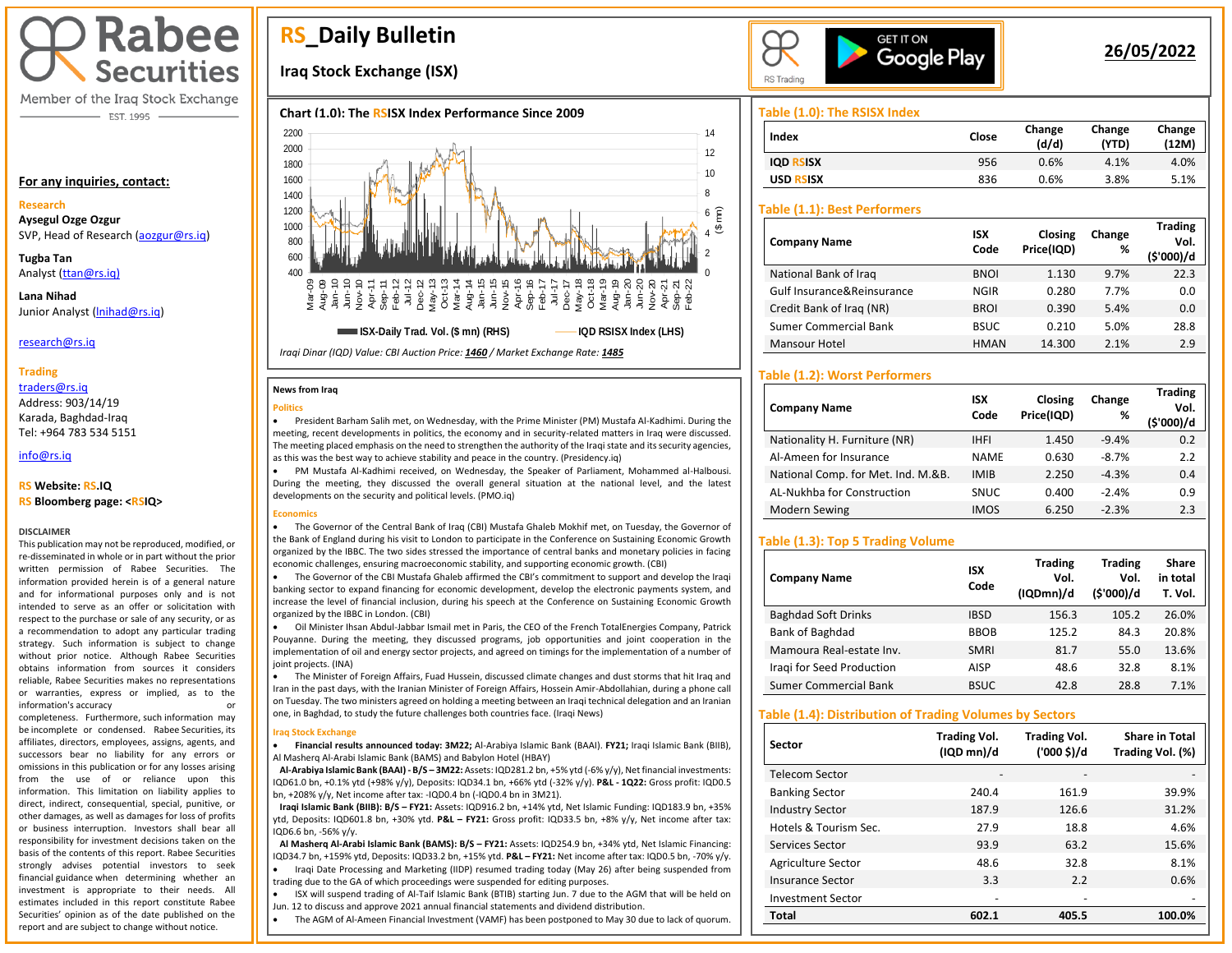# RS_Daily Bulletin

## Iraq Stock Exchange (ISX)

**26/05/2022**

Rabee Securities
Member of the Iraq Stock Exchange
EST. 1995

**For any inquiries, contact:**

**Research**

**Aysegul Ozge Ozgur**
SVP, Head of Research (aozgur@rs.iq)

**Tugba Tan**
Analyst (ttan@rs.iq)

**Lana Nihad**
Junior Analyst (lnihad@rs.iq)

research@rs.iq

**Trading**
traders@rs.iq
Address: 903/14/19
Karada, Baghdad-Iraq
Tel: +964 783 534 5151

info@rs.iq

**RS Website: RS.IQ**
**RS Bloomberg page: <RSIQ>**

**DISCLAIMER**
This publication may not be reproduced, modified, or re-disseminated in whole or in part without the prior written permission of Rabee Securities. The information provided herein is of a general nature and for informational purposes only and is not intended to serve as an offer or solicitation with respect to the purchase or sale of any security, or as a recommendation to adopt any particular trading strategy. Such information is subject to change without prior notice. Although Rabee Securities obtains information from sources it considers reliable, Rabee Securities makes no representations or warranties, express or implied, as to the information's accuracy or completeness. Furthermore, such information may be incomplete or condensed. Rabee Securities, its affiliates, directors, employees, assigns, agents, and successors bear no liability for any errors or omissions in this publication or for any losses arising from the use of or reliance upon this information. This limitation on liability applies to direct, indirect, consequential, special, punitive, or other damages, as well as damages for loss of profits or business interruption. Investors shall bear all responsibility for investment decisions taken on the basis of the contents of this report. Rabee Securities strongly advises potential investors to seek financial guidance when determining whether an investment is appropriate to their needs. All estimates included in this report constitute Rabee Securities' opinion as of the date published on the report and are subject to change without notice.

### Chart (1.0): The RSISX Index Performance Since 2009

ISX-Daily Trad. Vol. ($ mn) (RHS) — IQD RSISX Index (LHS)

*Iraqi Dinar (IQD) Value: CBI Auction Price: 1460 / Market Exchange Rate: 1485*

### Table (1.0): The RSISX Index

| Index | Close | Change (d/d) | Change (YTD) | Change (12M) |
|---|---|---|---|---|
| IQD RSISX | 956 | 0.6% | 4.1% | 4.0% |
| USD RSISX | 836 | 0.6% | 3.8% | 5.1% |

### Table (1.1): Best Performers

| Company Name | ISX Code | Closing Price(IQD) | Change % | Trading Vol. ($'000)/d |
|---|---|---|---|---|
| National Bank of Iraq | BNOI | 1.130 | 9.7% | 22.3 |
| Gulf Insurance&Reinsurance | NGIR | 0.280 | 7.7% | 0.0 |
| Credit Bank of Iraq (NR) | BROI | 0.390 | 5.4% | 0.0 |
| Sumer Commercial Bank | BSUC | 0.210 | 5.0% | 28.8 |
| Mansour Hotel | HMAN | 14.300 | 2.1% | 2.9 |

### Table (1.2): Worst Performers

| Company Name | ISX Code | Closing Price(IQD) | Change % | Trading Vol. ($'000)/d |
|---|---|---|---|---|
| Nationality H. Furniture (NR) | IHFI | 1.450 | -9.4% | 0.2 |
| Al-Ameen for Insurance | NAME | 0.630 | -8.7% | 2.2 |
| National Comp. for Met. Ind. M.&B. | IMIB | 2.250 | -4.3% | 0.4 |
| AL-Nukhba for Construction | SNUC | 0.400 | -2.4% | 0.9 |
| Modern Sewing | IMOS | 6.250 | -2.3% | 2.3 |

### Table (1.3): Top 5 Trading Volume

| Company Name | ISX Code | Trading Vol. (IQDmn)/d | Trading Vol. ($'000)/d | Share in total T. Vol. |
|---|---|---|---|---|
| Baghdad Soft Drinks | IBSD | 156.3 | 105.2 | 26.0% |
| Bank of Baghdad | BBOB | 125.2 | 84.3 | 20.8% |
| Mamoura Real-estate Inv. | SMRI | 81.7 | 55.0 | 13.6% |
| Iraqi for Seed Production | AISP | 48.6 | 32.8 | 8.1% |
| Sumer Commercial Bank | BSUC | 42.8 | 28.8 | 7.1% |

### Table (1.4): Distribution of Trading Volumes by Sectors

| Sector | Trading Vol. (IQD mn)/d | Trading Vol. ('000 $)/d | Share in Total Trading Vol. (%) |
|---|---|---|---|
| Telecom Sector | - | - | - |
| Banking Sector | 240.4 | 161.9 | 39.9% |
| Industry Sector | 187.9 | 126.6 | 31.2% |
| Hotels & Tourism Sec. | 27.9 | 18.8 | 4.6% |
| Services Sector | 93.9 | 63.2 | 15.6% |
| Agriculture Sector | 48.6 | 32.8 | 8.1% |
| Insurance Sector | 3.3 | 2.2 | 0.6% |
| Investment Sector | - | - | - |
| **Total** | **602.1** | **405.5** | **100.0%** |

## News from Iraq

**Politics**

- President Barham Salih met, on Wednesday, with the Prime Minister (PM) Mustafa Al-Kadhimi. During the meeting, recent developments in politics, the economy and in security-related matters in Iraq were discussed. The meeting placed emphasis on the need to strengthen the authority of the Iraqi state and its security agencies, as this was the best way to achieve stability and peace in the country. (Presidency.iq)
- PM Mustafa Al-Kadhimi received, on Wednesday, the Speaker of Parliament, Mohammed al-Halbousi. During the meeting, they discussed the overall general situation at the national level, and the latest developments on the security and political levels. (PMO.iq)

**Economics**

- The Governor of the Central Bank of Iraq (CBI) Mustafa Ghaleb Mokhif met, on Tuesday, the Governor of the Bank of England during his visit to London to participate in the Conference on Sustaining Economic Growth organized by the IBBC. The two sides stressed the importance of central banks and monetary policies in facing economic challenges, ensuring macroeconomic stability, and supporting economic growth. (CBI)
- The Governor of the CBI Mustafa Ghaleb affirmed the CBI's commitment to support and develop the Iraqi banking sector to expand financing for economic development, develop the electronic payments system, and increase the level of financial inclusion, during his speech at the Conference on Sustaining Economic Growth organized by the IBBC in London. (CBI)
- Oil Minister Ihsan Abdul-Jabbar Ismail met in Paris, the CEO of the French TotalEnergies Company, Patrick Pouyanne. During the meeting, they discussed programs, job opportunities and joint cooperation in the implementation of oil and energy sector projects, and agreed on timings for the implementation of a number of joint projects. (INA)
- The Minister of Foreign Affairs, Fuad Hussein, discussed climate changes and dust storms that hit Iraq and Iran in the past days, with the Iranian Minister of Foreign Affairs, Hossein Amir-Abdollahian, during a phone call on Tuesday. The two ministers agreed on holding a meeting between an Iraqi technical delegation and an Iranian one, in Baghdad, to study the future challenges both countries face. (Iraqi News)

**Iraq Stock Exchange**

- **Financial results announced today: 3M22;** Al-Arabiya Islamic Bank (BAAI). **FY21;** Iraqi Islamic Bank (BIIB), Al Masherq Al-Arabi Islamic Bank (BAMS) and Babylon Hotel (HBAY)

  **Al-Arabiya Islamic Bank (BAAI) - B/S – 3M22:** Assets: IQD281.2 bn, +5% ytd (-6% y/y), Net financial investments: IQD61.0 bn, +0.1% ytd (+98% y/y), Deposits: IQD34.1 bn, +66% ytd (-32% y/y). **P&L - 1Q22:** Gross profit: IQD0.5 bn, +208% y/y, Net income after tax: -IQD0.4 bn (-IQD0.4 bn in 3M21).

  **Iraqi Islamic Bank (BIIB): B/S – FY21:** Assets: IQD916.2 bn, +14% ytd, Net Islamic Funding: IQD183.9 bn, +35% ytd, Deposits: IQD601.8 bn, +30% ytd. **P&L – FY21:** Gross profit: IQD33.5 bn, +8% y/y, Net income after tax: IQD6.6 bn, -56% y/y.

  **Al Masherq Al-Arabi Islamic Bank (BAMS): B/S – FY21:** Assets: IQD254.9 bn, +34% ytd, Net Islamic Financing: IQD34.7 bn, +159% ytd, Deposits: IQD33.2 bn, +15% ytd. **P&L – FY21:** Net income after tax: IQD0.5 bn, -70% y/y.
- Iraqi Date Processing and Marketing (IIDP) resumed trading today (May 26) after being suspended from trading due to the GA of which proceedings were suspended for editing purposes.
- ISX will suspend trading of Al-Taif Islamic Bank (BTIB) starting Jun. 7 due to the AGM that will be held on Jun. 12 to discuss and approve 2021 annual financial statements and dividend distribution.
- The AGM of Al-Ameen Financial Investment (VAMF) has been postponed to May 30 due to lack of quorum.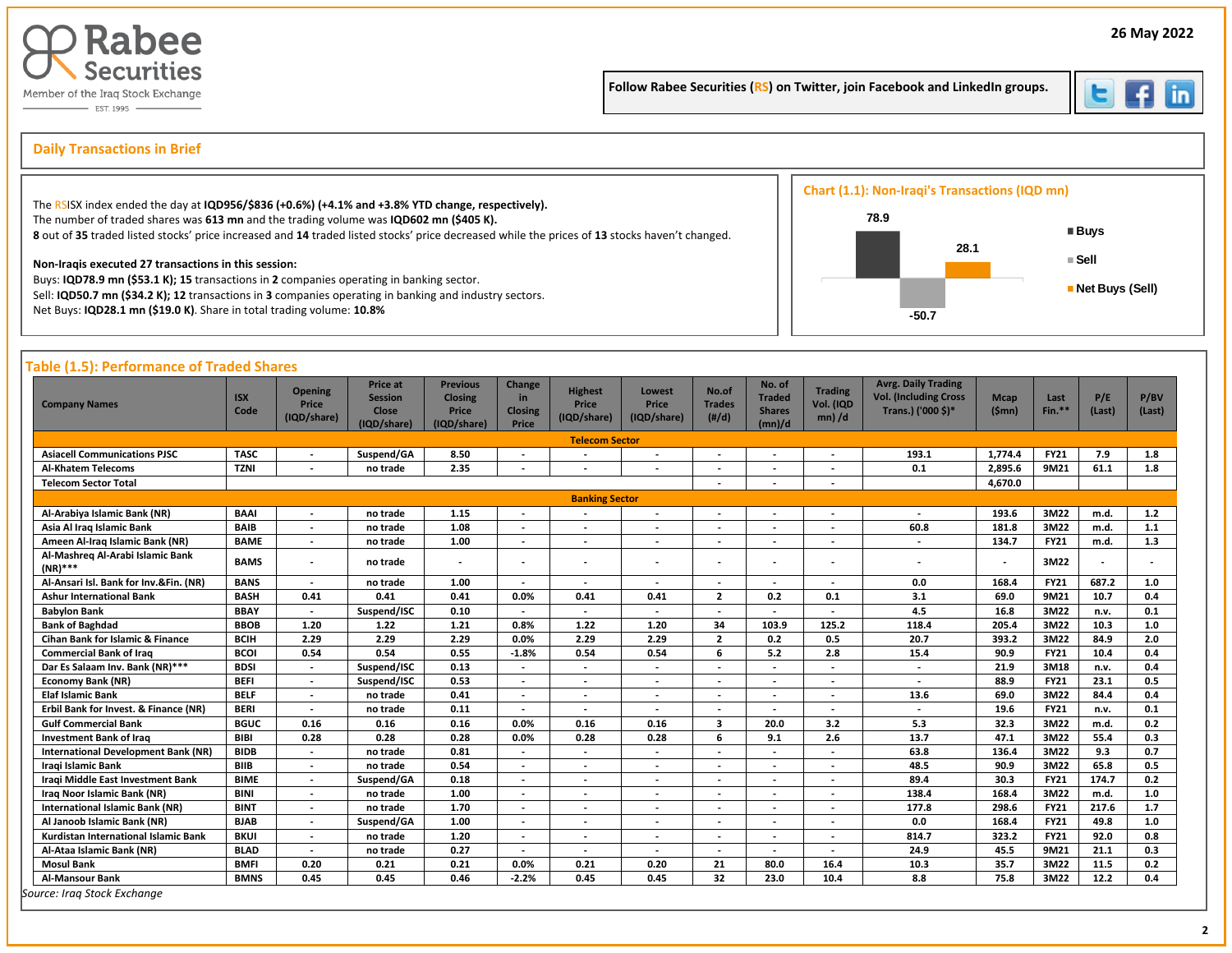Rabee Securities
Member of the Iraq Stock Exchange
EST. 1995

26 May 2022

Follow Rabee Securities (RS) on Twitter, join Facebook and LinkedIn groups.

## Daily Transactions in Brief

The RSISX index ended the day at **IQD956/$836 (+0.6%) (+4.1% and +3.8% YTD change, respectively).**
The number of traded shares was **613 mn** and the trading volume was **IQD602 mn ($405 K).**
**8** out of **35** traded listed stocks' price increased and **14** traded listed stocks' price decreased while the prices of **13** stocks haven't changed.

**Non-Iraqis executed 27 transactions in this session:**
Buys: **IQD78.9 mn ($53.1 K); 15** transactions in **2** companies operating in banking sector.
Sell: **IQD50.7 mn ($34.2 K); 12** transactions in **3** companies operating in banking and industry sectors.
Net Buys: **IQD28.1 mn ($19.0 K)**. Share in total trading volume: **10.8%**

### Chart (1.1): Non-Iraqi's Transactions (IQD mn)

| | Value |
|---|---|
| Buys | 78.9 |
| Sell | -50.7 |
| Net Buys (Sell) | 28.1 |

### Table (1.5): Performance of Traded Shares

| Company Names | ISX Code | Opening Price (IQD/share) | Price at Session Close (IQD/share) | Previous Closing Price (IQD/share) | Change in Closing Price | Highest Price (IQD/share) | Lowest Price (IQD/share) | No.of Trades (#/d) | No. of Traded Shares (mn)/d | Trading Vol. (IQD mn) /d | Avrg. Daily Trading Vol. (Including Cross Trans.) ('000 $)* | Mcap ($mn) | Last Fin.** | P/E (Last) | P/BV (Last) |
|---|---|---|---|---|---|---|---|---|---|---|---|---|---|---|---|
| **Telecom Sector** | | | | | | | | | | | | | | | |
| Asiacell Communications PJSC | TASC | - | Suspend/GA | 8.50 | - | - | - | - | - | - | 193.1 | 1,774.4 | FY21 | 7.9 | 1.8 |
| Al-Khatem Telecoms | TZNI | - | no trade | 2.35 | - | - | - | - | - | - | 0.1 | 2,895.6 | 9M21 | 61.1 | 1.8 |
| Telecom Sector Total | | | | | | | | - | - | - | | 4,670.0 | | | |
| **Banking Sector** | | | | | | | | | | | | | | | |
| Al-Arabiya Islamic Bank (NR) | BAAI | - | no trade | 1.15 | - | - | - | - | - | - | - | 193.6 | 3M22 | m.d. | 1.2 |
| Asia Al Iraq Islamic Bank | BAIB | - | no trade | 1.08 | - | - | - | - | - | - | 60.8 | 181.8 | 3M22 | m.d. | 1.1 |
| Ameen Al-Iraq Islamic Bank (NR) | BAME | - | no trade | 1.00 | - | - | - | - | - | - | - | 134.7 | FY21 | m.d. | 1.3 |
| Al-Mashreq Al-Arabi Islamic Bank (NR)*** | BAMS | - | no trade | - | - | - | - | - | - | - | - | - | 3M22 | - | - |
| Al-Ansari Isl. Bank for Inv.&Fin. (NR) | BANS | - | no trade | 1.00 | - | - | - | - | - | - | 0.0 | 168.4 | FY21 | 687.2 | 1.0 |
| Ashur International Bank | BASH | 0.41 | 0.41 | 0.41 | 0.0% | 0.41 | 0.41 | 2 | 0.2 | 0.1 | 3.1 | 69.0 | 9M21 | 10.7 | 0.4 |
| Babylon Bank | BBAY | - | Suspend/ISC | 0.10 | - | - | - | - | - | - | 4.5 | 16.8 | 3M22 | n.v. | 0.1 |
| Bank of Baghdad | BBOB | 1.20 | 1.22 | 1.21 | 0.8% | 1.22 | 1.20 | 34 | 103.9 | 125.2 | 118.4 | 205.4 | 3M22 | 10.3 | 1.0 |
| Cihan Bank for Islamic & Finance | BCIH | 2.29 | 2.29 | 2.29 | 0.0% | 2.29 | 2.29 | 2 | 0.2 | 0.5 | 20.7 | 393.2 | 3M22 | 84.9 | 2.0 |
| Commercial Bank of Iraq | BCOI | 0.54 | 0.54 | 0.55 | -1.8% | 0.54 | 0.54 | 6 | 5.2 | 2.8 | 15.4 | 90.9 | FY21 | 10.4 | 0.4 |
| Dar Es Salaam Inv. Bank (NR)*** | BDSI | - | Suspend/ISC | 0.13 | - | - | - | - | - | - | - | 21.9 | 3M18 | n.v. | 0.4 |
| Economy Bank (NR) | BEFI | - | Suspend/ISC | 0.53 | - | - | - | - | - | - | - | 88.9 | FY21 | 23.1 | 0.5 |
| Elaf Islamic Bank | BELF | - | no trade | 0.41 | - | - | - | - | - | - | 13.6 | 69.0 | 3M22 | 84.4 | 0.4 |
| Erbil Bank for Invest. & Finance (NR) | BERI | - | no trade | 0.11 | - | - | - | - | - | - | - | 19.6 | FY21 | n.v. | 0.1 |
| Gulf Commercial Bank | BGUC | 0.16 | 0.16 | 0.16 | 0.0% | 0.16 | 0.16 | 3 | 20.0 | 3.2 | 5.3 | 32.3 | 3M22 | m.d. | 0.2 |
| Investment Bank of Iraq | BIBI | 0.28 | 0.28 | 0.28 | 0.0% | 0.28 | 0.28 | 6 | 9.1 | 2.6 | 13.7 | 47.1 | 3M22 | 55.4 | 0.3 |
| International Development Bank (NR) | BIDB | - | no trade | 0.81 | - | - | - | - | - | - | 63.8 | 136.4 | 3M22 | 9.3 | 0.7 |
| Iraqi Islamic Bank | BIIB | - | no trade | 0.54 | - | - | - | - | - | - | 48.5 | 90.9 | 3M22 | 65.8 | 0.5 |
| Iraqi Middle East Investment Bank | BIME | - | Suspend/GA | 0.18 | - | - | - | - | - | - | 89.4 | 30.3 | FY21 | 174.7 | 0.2 |
| Iraq Noor Islamic Bank (NR) | BINI | - | no trade | 1.00 | - | - | - | - | - | - | 138.4 | 168.4 | 3M22 | m.d. | 1.0 |
| International Islamic Bank (NR) | BINT | - | no trade | 1.70 | - | - | - | - | - | - | 177.8 | 298.6 | FY21 | 217.6 | 1.7 |
| Al Janoob Islamic Bank (NR) | BJAB | - | Suspend/GA | 1.00 | - | - | - | - | - | - | 0.0 | 168.4 | FY21 | 49.8 | 1.0 |
| Kurdistan International Islamic Bank | BKUI | - | no trade | 1.20 | - | - | - | - | - | - | 814.7 | 323.2 | FY21 | 92.0 | 0.8 |
| Al-Ataa Islamic Bank (NR) | BLAD | - | no trade | 0.27 | - | - | - | - | - | - | 24.9 | 45.5 | 9M21 | 21.1 | 0.3 |
| Mosul Bank | BMFI | 0.20 | 0.21 | 0.21 | 0.0% | 0.21 | 0.20 | 21 | 80.0 | 16.4 | 10.3 | 35.7 | 3M22 | 11.5 | 0.2 |
| Al-Mansour Bank | BMNS | 0.45 | 0.45 | 0.46 | -2.2% | 0.45 | 0.45 | 32 | 23.0 | 10.4 | 8.8 | 75.8 | 3M22 | 12.2 | 0.4 |

*Source: Iraq Stock Exchange*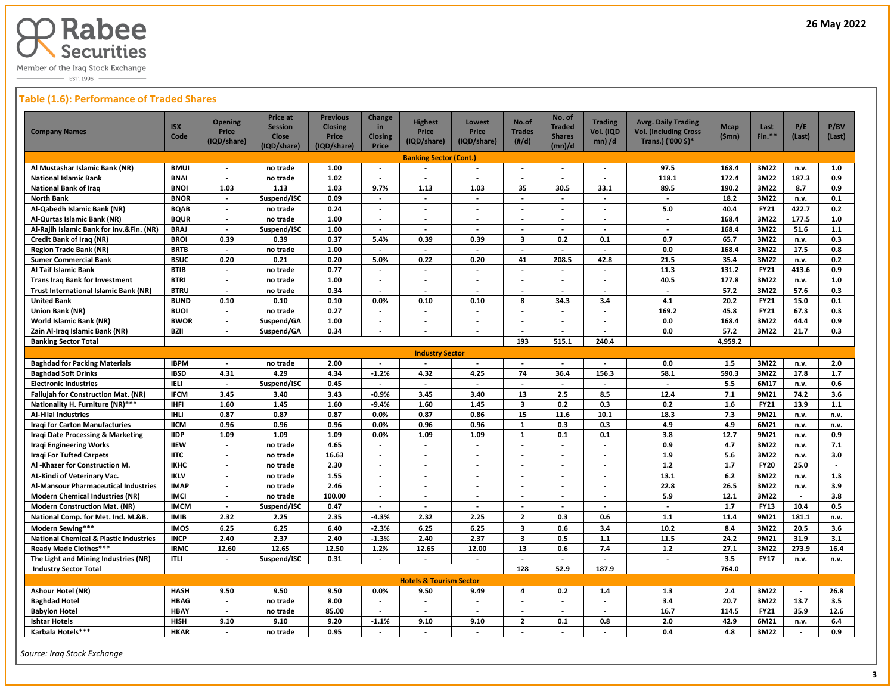Rabee Securities

Member of the Iraq Stock Exchange

EST. 1995

26 May 2022

## Table (1.6): Performance of Traded Shares

| Company Names | ISX Code | Opening Price (IQD/share) | Price at Session Close (IQD/share) | Previous Closing Price (IQD/share) | Change in Closing Price | Highest Price (IQD/share) | Lowest Price (IQD/share) | No.of Trades (#/d) | No. of Traded Shares (mn)/d | Trading Vol. (IQD mn) /d | Avrg. Daily Trading Vol. (Including Cross Trans.) ('000 $)* | Mcap ($mn) | Last Fin.** | P/E (Last) | P/BV (Last) |
|---|---|---|---|---|---|---|---|---|---|---|---|---|---|---|---|
| **Banking Sector (Cont.)** | | | | | | | | | | | | | | | |
| Al Mustashar Islamic Bank (NR) | BMUI | - | no trade | 1.00 | - | - | - | - | - | - | 97.5 | 168.4 | 3M22 | n.v. | 1.0 |
| National Islamic Bank | BNAI | - | no trade | 1.02 | - | - | - | - | - | - | 118.1 | 172.4 | 3M22 | 187.3 | 0.9 |
| National Bank of Iraq | BNOI | 1.03 | 1.13 | 1.03 | 9.7% | 1.13 | 1.03 | 35 | 30.5 | 33.1 | 89.5 | 190.2 | 3M22 | 8.7 | 0.9 |
| North Bank | BNOR | - | Suspend/ISC | 0.09 | - | - | - | - | - | - | - | 18.2 | 3M22 | n.v. | 0.1 |
| Al-Qabedh Islamic Bank (NR) | BQAB | - | no trade | 0.24 | - | - | - | - | - | - | 5.0 | 40.4 | FY21 | 422.7 | 0.2 |
| Al-Qurtas Islamic Bank (NR) | BQUR | - | no trade | 1.00 | - | - | - | - | - | - | - | 168.4 | 3M22 | 177.5 | 1.0 |
| Al-Rajih Islamic Bank for Inv.&Fin. (NR) | BRAJ | - | Suspend/ISC | 1.00 | - | - | - | - | - | - | - | 168.4 | 3M22 | 51.6 | 1.1 |
| Credit Bank of Iraq (NR) | BROI | 0.39 | 0.39 | 0.37 | 5.4% | 0.39 | 0.39 | 3 | 0.2 | 0.1 | 0.7 | 65.7 | 3M22 | n.v. | 0.3 |
| Region Trade Bank (NR) | BRTB | - | no trade | 1.00 | - | - | - | - | - | - | 0.0 | 168.4 | 3M22 | 17.5 | 0.8 |
| Sumer Commercial Bank | BSUC | 0.20 | 0.21 | 0.20 | 5.0% | 0.22 | 0.20 | 41 | 208.5 | 42.8 | 21.5 | 35.4 | 3M22 | n.v. | 0.2 |
| Al Taif Islamic Bank | BTIB | - | no trade | 0.77 | - | - | - | - | - | - | 11.3 | 131.2 | FY21 | 413.6 | 0.9 |
| Trans Iraq Bank for Investment | BTRI | - | no trade | 1.00 | - | - | - | - | - | - | 40.5 | 177.8 | 3M22 | n.v. | 1.0 |
| Trust International Islamic Bank (NR) | BTRU | - | no trade | 0.34 | - | - | - | - | - | - | - | 57.2 | 3M22 | 57.6 | 0.3 |
| United Bank | BUND | 0.10 | 0.10 | 0.10 | 0.0% | 0.10 | 0.10 | 8 | 34.3 | 3.4 | 4.1 | 20.2 | FY21 | 15.0 | 0.1 |
| Union Bank (NR) | BUOI | - | no trade | 0.27 | - | - | - | - | - | - | 169.2 | 45.8 | FY21 | 67.3 | 0.3 |
| World Islamic Bank (NR) | BWOR | - | Suspend/GA | 1.00 | - | - | - | - | - | - | 0.0 | 168.4 | 3M22 | 44.4 | 0.9 |
| Zain Al-Iraq Islamic Bank (NR) | BZII | - | Suspend/GA | 0.34 | - | - | - | - | - | - | 0.0 | 57.2 | 3M22 | 21.7 | 0.3 |
| **Banking Sector Total** | | | | | | | | 193 | 515.1 | 240.4 | | 4,959.2 | | | |
| **Industry Sector** | | | | | | | | | | | | | | | |
| Baghdad for Packing Materials | IBPM | - | no trade | 2.00 | - | - | - | - | - | - | 0.0 | 1.5 | 3M22 | n.v. | 2.0 |
| Baghdad Soft Drinks | IBSD | 4.31 | 4.29 | 4.34 | -1.2% | 4.32 | 4.25 | 74 | 36.4 | 156.3 | 58.1 | 590.3 | 3M22 | 17.8 | 1.7 |
| Electronic Industries | IELI | - | Suspend/ISC | 0.45 | - | - | - | - | - | - | - | 5.5 | 6M17 | n.v. | 0.6 |
| Fallujah for Construction Mat. (NR) | IFCM | 3.45 | 3.40 | 3.43 | -0.9% | 3.45 | 3.40 | 13 | 2.5 | 8.5 | 12.4 | 7.1 | 9M21 | 74.2 | 3.6 |
| Nationality H. Furniture (NR)*** | IHFI | 1.60 | 1.45 | 1.60 | -9.4% | 1.60 | 1.45 | 3 | 0.2 | 0.3 | 0.2 | 1.6 | FY21 | 13.9 | 1.1 |
| Al-Hilal Industries | IHLI | 0.87 | 0.87 | 0.87 | 0.0% | 0.87 | 0.86 | 15 | 11.6 | 10.1 | 18.3 | 7.3 | 9M21 | n.v. | n.v. |
| Iraqi for Carton Manufactures | IICM | 0.96 | 0.96 | 0.96 | 0.0% | 0.96 | 0.96 | 1 | 0.3 | 0.3 | 4.9 | 4.9 | 6M21 | n.v. | n.v. |
| Iraqi Date Processing & Marketing | IIDP | 1.09 | 1.09 | 1.09 | 0.0% | 1.09 | 1.09 | 1 | 0.1 | 0.1 | 3.8 | 12.7 | 9M21 | n.v. | 0.9 |
| Iraqi Engineering Works | IIEW | - | no trade | 4.65 | - | - | - | - | - | - | 0.9 | 4.7 | 3M22 | n.v. | 7.1 |
| Iraqi For Tufted Carpets | IITC | - | no trade | 16.63 | - | - | - | - | - | - | 1.9 | 5.6 | 3M22 | n.v. | 3.0 |
| Al -Khazer for Construction M. | IKHC | - | no trade | 2.30 | - | - | - | - | - | - | 1.2 | 1.7 | FY20 | 25.0 | - |
| AL-Kindi of Veterinary Vac. | IKLV | - | no trade | 1.55 | - | - | - | - | - | - | 13.1 | 6.2 | 3M22 | n.v. | 1.3 |
| Al-Mansour Pharmaceutical Industries | IMAP | - | no trade | 2.46 | - | - | - | - | - | - | 22.8 | 26.5 | 3M22 | n.v. | 3.9 |
| Modern Chemical Industries (NR) | IMCI | - | no trade | 100.00 | - | - | - | - | - | - | 5.9 | 12.1 | 3M22 | - | 3.8 |
| Modern Construction Mat. (NR) | IMCM | - | Suspend/ISC | 0.47 | - | - | - | - | - | - | - | 1.7 | FY13 | 10.4 | 0.5 |
| National Comp. for Met. Ind. M.&B. | IMIB | 2.32 | 2.25 | 2.35 | -4.3% | 2.32 | 2.25 | 2 | 0.3 | 0.6 | 1.1 | 11.4 | 9M21 | 181.1 | n.v. |
| Modern Sewing*** | IMOS | 6.25 | 6.25 | 6.40 | -2.3% | 6.25 | 6.25 | 3 | 0.6 | 3.4 | 10.2 | 8.4 | 3M22 | 20.5 | 3.6 |
| National Chemical & Plastic Industries | INCP | 2.40 | 2.37 | 2.40 | -1.3% | 2.40 | 2.37 | 3 | 0.5 | 1.1 | 11.5 | 24.2 | 9M21 | 31.9 | 3.1 |
| Ready Made Clothes*** | IRMC | 12.60 | 12.65 | 12.50 | 1.2% | 12.65 | 12.00 | 13 | 0.6 | 7.4 | 1.2 | 27.1 | 3M22 | 273.9 | 16.4 |
| The Light and Mining Industries (NR) | ITLI | - | Suspend/ISC | 0.31 | - | - | - | - | - | - | - | 3.5 | FY17 | n.v. | n.v. |
| **Industry Sector Total** | | | | | | | | 128 | 52.9 | 187.9 | | 764.0 | | | |
| **Hotels & Tourism Sector** | | | | | | | | | | | | | | | |
| Ashour Hotel (NR) | HASH | 9.50 | 9.50 | 9.50 | 0.0% | 9.50 | 9.49 | 4 | 0.2 | 1.4 | 1.3 | 2.4 | 3M22 | - | 26.8 |
| Baghdad Hotel | HBAG | - | no trade | 8.00 | - | - | - | - | - | - | 3.4 | 20.7 | 3M22 | 13.7 | 3.5 |
| Babylon Hotel | HBAY | - | no trade | 85.00 | - | - | - | - | - | - | 16.7 | 114.5 | FY21 | 35.9 | 12.6 |
| Ishtar Hotels | HISH | 9.10 | 9.10 | 9.20 | -1.1% | 9.10 | 9.10 | 2 | 0.1 | 0.8 | 2.0 | 42.9 | 6M21 | n.v. | 6.4 |
| Karbala Hotels*** | HKAR | - | no trade | 0.95 | - | - | - | - | - | - | 0.4 | 4.8 | 3M22 | - | 0.9 |

*Source: Iraq Stock Exchange*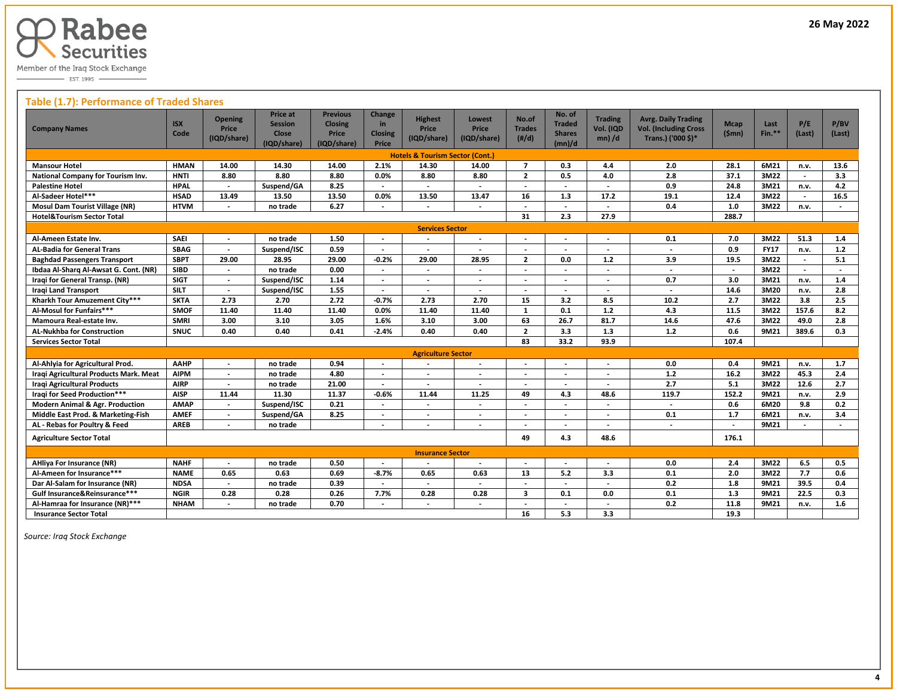Rabee Securities
Member of the Iraq Stock Exchange
EST. 1995

26 May 2022

## Table (1.7): Performance of Traded Shares

| Company Names | ISX Code | Opening Price (IQD/share) | Price at Session Close (IQD/share) | Previous Closing Price (IQD/share) | Change in Closing Price | Highest Price (IQD/share) | Lowest Price (IQD/share) | No.of Trades (#/d) | No. of Traded Shares (mn)/d | Trading Vol. (IQD mn) /d | Avrg. Daily Trading Vol. (Including Cross Trans.) ('000 $)* | Mcap ($mn) | Last Fin.** | P/E (Last) | P/BV (Last) |
|---|---|---|---|---|---|---|---|---|---|---|---|---|---|---|---|
| **Hotels & Tourism Sector (Cont.)** | | | | | | | | | | | | | | | |
| Mansour Hotel | HMAN | 14.00 | 14.30 | 14.00 | 2.1% | 14.30 | 14.00 | 7 | 0.3 | 4.4 | 2.0 | 28.1 | 6M21 | n.v. | 13.6 |
| National Company for Tourism Inv. | HNTI | 8.80 | 8.80 | 8.80 | 0.0% | 8.80 | 8.80 | 2 | 0.5 | 4.0 | 2.8 | 37.1 | 3M22 | - | 3.3 |
| Palestine Hotel | HPAL | - | Suspend/GA | 8.25 | - | - | - | - | - | - | 0.9 | 24.8 | 3M21 | n.v. | 4.2 |
| Al-Sadeer Hotel*** | HSAD | 13.49 | 13.50 | 13.50 | 0.0% | 13.50 | 13.47 | 16 | 1.3 | 17.2 | 19.1 | 12.4 | 3M22 | - | 16.5 |
| Mosul Dam Tourist Village (NR) | HTVM | - | no trade | 6.27 | - | - | - | - | - | - | 0.4 | 1.0 | 3M22 | n.v. | - |
| Hotel&Tourism Sector Total | | | | | | | | 31 | 2.3 | 27.9 | | 288.7 | | | |
| **Services Sector** | | | | | | | | | | | | | | | |
| Al-Ameen Estate Inv. | SAEI | - | no trade | 1.50 | - | - | - | - | - | - | 0.1 | 7.0 | 3M22 | 51.3 | 1.4 |
| AL-Badia for General Trans | SBAG | - | Suspend/ISC | 0.59 | - | - | - | - | - | - | - | 0.9 | FY17 | n.v. | 1.2 |
| Baghdad Passengers Transport | SBPT | 29.00 | 28.95 | 29.00 | -0.2% | 29.00 | 28.95 | 2 | 0.0 | 1.2 | 3.9 | 19.5 | 3M22 | - | 5.1 |
| Ibdaa Al-Sharq Al-Awsat G. Cont. (NR) | SIBD | - | no trade | 0.00 | - | - | - | - | - | - | - | - | 3M22 | - | - |
| Iraqi for General Transp. (NR) | SIGT | - | Suspend/ISC | 1.14 | - | - | - | - | - | - | 0.7 | 3.0 | 3M21 | n.v. | 1.4 |
| Iraqi Land Transport | SILT | - | Suspend/ISC | 1.55 | - | - | - | - | - | - | - | 14.6 | 3M20 | n.v. | 2.8 |
| Kharkh Tour Amuzement City*** | SKTA | 2.73 | 2.70 | 2.72 | -0.7% | 2.73 | 2.70 | 15 | 3.2 | 8.5 | 10.2 | 2.7 | 3M22 | 3.8 | 2.5 |
| Al-Mosul for Funfairs*** | SMOF | 11.40 | 11.40 | 11.40 | 0.0% | 11.40 | 11.40 | 1 | 0.1 | 1.2 | 4.3 | 11.5 | 3M22 | 157.6 | 8.2 |
| Mamoura Real-estate Inv. | SMRI | 3.00 | 3.10 | 3.05 | 1.6% | 3.10 | 3.00 | 63 | 26.7 | 81.7 | 14.6 | 47.6 | 3M22 | 49.0 | 2.8 |
| AL-Nukhba for Construction | SNUC | 0.40 | 0.40 | 0.41 | -2.4% | 0.40 | 0.40 | 2 | 3.3 | 1.3 | 1.2 | 0.6 | 9M21 | 389.6 | 0.3 |
| Services Sector Total | | | | | | | | 83 | 33.2 | 93.9 | | 107.4 | | | |
| **Agriculture Sector** | | | | | | | | | | | | | | | |
| Al-Ahlyia for Agricultural Prod. | AAHP | - | no trade | 0.94 | - | - | - | - | - | - | 0.0 | 0.4 | 9M21 | n.v. | 1.7 |
| Iraqi Agricultural Products Mark. Meat | AIPM | - | no trade | 4.80 | - | - | - | - | - | - | 1.2 | 16.2 | 3M22 | 45.3 | 2.4 |
| Iraqi Agricultural Products | AIRP | - | no trade | 21.00 | - | - | - | - | - | - | 2.7 | 5.1 | 3M22 | 12.6 | 2.7 |
| Iraqi for Seed Production*** | AISP | 11.44 | 11.30 | 11.37 | -0.6% | 11.44 | 11.25 | 49 | 4.3 | 48.6 | 119.7 | 152.2 | 9M21 | n.v. | 2.9 |
| Modern Animal & Agr. Production | AMAP | - | Suspend/ISC | 0.21 | - | - | - | - | - | - | - | 0.6 | 6M20 | 9.8 | 0.2 |
| Middle East Prod. & Marketing-Fish | AMEF | - | Suspend/GA | 8.25 | - | - | - | - | - | - | 0.1 | 1.7 | 6M21 | n.v. | 3.4 |
| AL - Rebas for Poultry & Feed | AREB | - | no trade | | - | - | - | - | - | - | - | - | 9M21 | - | - |
| Agriculture Sector Total | | | | | | | | 49 | 4.3 | 48.6 | | 176.1 | | | |
| **Insurance Sector** | | | | | | | | | | | | | | | |
| AHliya For Insurance (NR) | NAHF | - | no trade | 0.50 | - | - | - | - | - | - | 0.0 | 2.4 | 3M22 | 6.5 | 0.5 |
| Al-Ameen for Insurance*** | NAME | 0.65 | 0.63 | 0.69 | -8.7% | 0.65 | 0.63 | 13 | 5.2 | 3.3 | 0.1 | 2.0 | 3M22 | 7.7 | 0.6 |
| Dar Al-Salam for Insurance (NR) | NDSA | - | no trade | 0.39 | - | - | - | - | - | - | 0.2 | 1.8 | 9M21 | 39.5 | 0.4 |
| Gulf Insurance&Reinsurance*** | NGIR | 0.28 | 0.28 | 0.26 | 7.7% | 0.28 | 0.28 | 3 | 0.1 | 0.0 | 0.1 | 1.3 | 9M21 | 22.5 | 0.3 |
| Al-Hamraa for Insurance (NR)*** | NHAM | - | no trade | 0.70 | - | - | - | - | - | - | 0.2 | 11.8 | 9M21 | n.v. | 1.6 |
| Insurance Sector Total | | | | | | | | 16 | 5.3 | 3.3 | | 19.3 | | | |

*Source: Iraq Stock Exchange*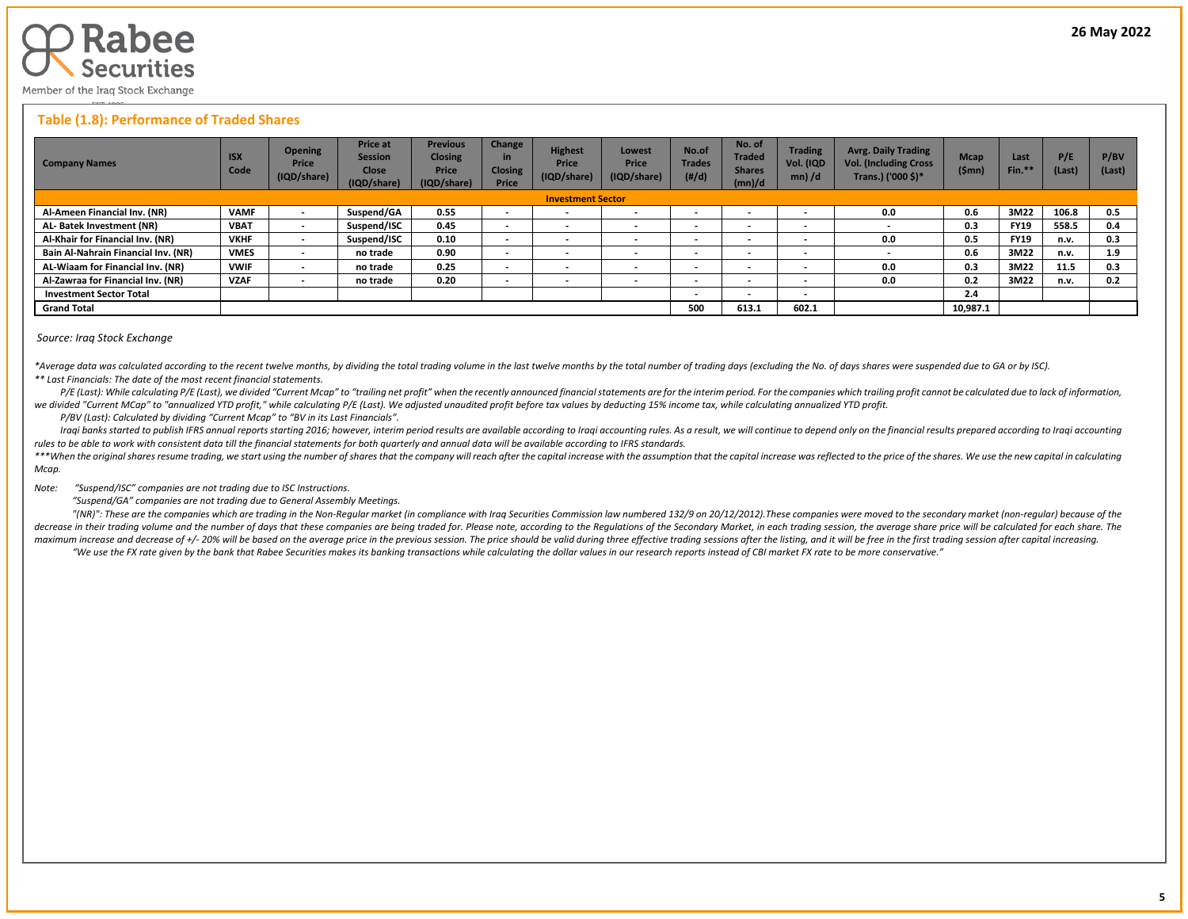26 May 2022

## Table (1.8): Performance of Traded Shares

| Company Names | ISX Code | Opening Price (IQD/share) | Price at Session Close (IQD/share) | Previous Closing Price (IQD/share) | Change in Closing Price | Highest Price (IQD/share) | Lowest Price (IQD/share) | No.of Trades (#/d) | No. of Traded Shares (mn)/d | Trading Vol. (IQD mn) /d | Avrg. Daily Trading Vol. (Including Cross Trans.) ('000 $)* | Mcap ($mn) | Last Fin.** | P/E (Last) | P/BV (Last) |
|---|---|---|---|---|---|---|---|---|---|---|---|---|---|---|---|
| **Investment Sector** | | | | | | | | | | | | | | | |
| Al-Ameen Financial Inv. (NR) | VAMF | - | Suspend/GA | 0.55 | - | - | - | - | - | - | 0.0 | 0.6 | 3M22 | 106.8 | 0.5 |
| AL- Batek Investment (NR) | VBAT | - | Suspend/ISC | 0.45 | - | - | - | - | - | - | - | 0.3 | FY19 | 558.5 | 0.4 |
| Al-Khair for Financial Inv. (NR) | VKHF | - | Suspend/ISC | 0.10 | - | - | - | - | - | - | 0.0 | 0.5 | FY19 | n.v. | 0.3 |
| Bain Al-Nahrain Financial Inv. (NR) | VMES | - | no trade | 0.90 | - | - | - | - | - | - | - | 0.6 | 3M22 | n.v. | 1.9 |
| AL-Wiaam for Financial Inv. (NR) | VWIF | - | no trade | 0.25 | - | - | - | - | - | - | 0.0 | 0.3 | 3M22 | 11.5 | 0.3 |
| Al-Zawraa for Financial Inv. (NR) | VZAF | - | no trade | 0.20 | - | - | - | - | - | - | 0.0 | 0.2 | 3M22 | n.v. | 0.2 |
| Investment Sector Total | | | | | | | | - | - | - | | 2.4 | | | |
| **Grand Total** | | | | | | | | 500 | 613.1 | 602.1 | | 10,987.1 | | | |

*Source: Iraq Stock Exchange*

*\*Average data was calculated according to the recent twelve months, by dividing the total trading volume in the last twelve months by the total number of trading days (excluding the No. of days shares were suspended due to GA or by ISC).*

*\*\* Last Financials: The date of the most recent financial statements.*

*P/E (Last): While calculating P/E (Last), we divided "Current Mcap" to "trailing net profit" when the recently announced financial statements are for the interim period. For the companies which trailing profit cannot be calculated due to lack of information, we divided "Current MCap" to "annualized YTD profit," while calculating P/E (Last). We adjusted unaudited profit before tax values by deducting 15% income tax, while calculating annualized YTD profit.*

*P/BV (Last): Calculated by dividing "Current Mcap" to "BV in its Last Financials".*

*Iraqi banks started to publish IFRS annual reports starting 2016; however, interim period results are available according to Iraqi accounting rules. As a result, we will continue to depend only on the financial results prepared according to Iraqi accounting rules to be able to work with consistent data till the financial statements for both quarterly and annual data will be available according to IFRS standards.*

*\*\*\*When the original shares resume trading, we start using the number of shares that the company will reach after the capital increase with the assumption that the capital increase was reflected to the price of the shares. We use the new capital in calculating Mcap.*

*Note: "Suspend/ISC" companies are not trading due to ISC Instructions.*

*"Suspend/GA" companies are not trading due to General Assembly Meetings.*

*"(NR)": These are the companies which are trading in the Non-Regular market (in compliance with Iraq Securities Commission law numbered 132/9 on 20/12/2012).These companies were moved to the secondary market (non-regular) because of the decrease in their trading volume and the number of days that these companies are being traded for. Please note, according to the Regulations of the Secondary Market, in each trading session, the average share price will be calculated for each share. The maximum increase and decrease of +/- 20% will be based on the average price in the previous session. The price should be valid during three effective trading sessions after the listing, and it will be free in the first trading session after capital increasing.*

*"We use the FX rate given by the bank that Rabee Securities makes its banking transactions while calculating the dollar values in our research reports instead of CBI market FX rate to be more conservative."*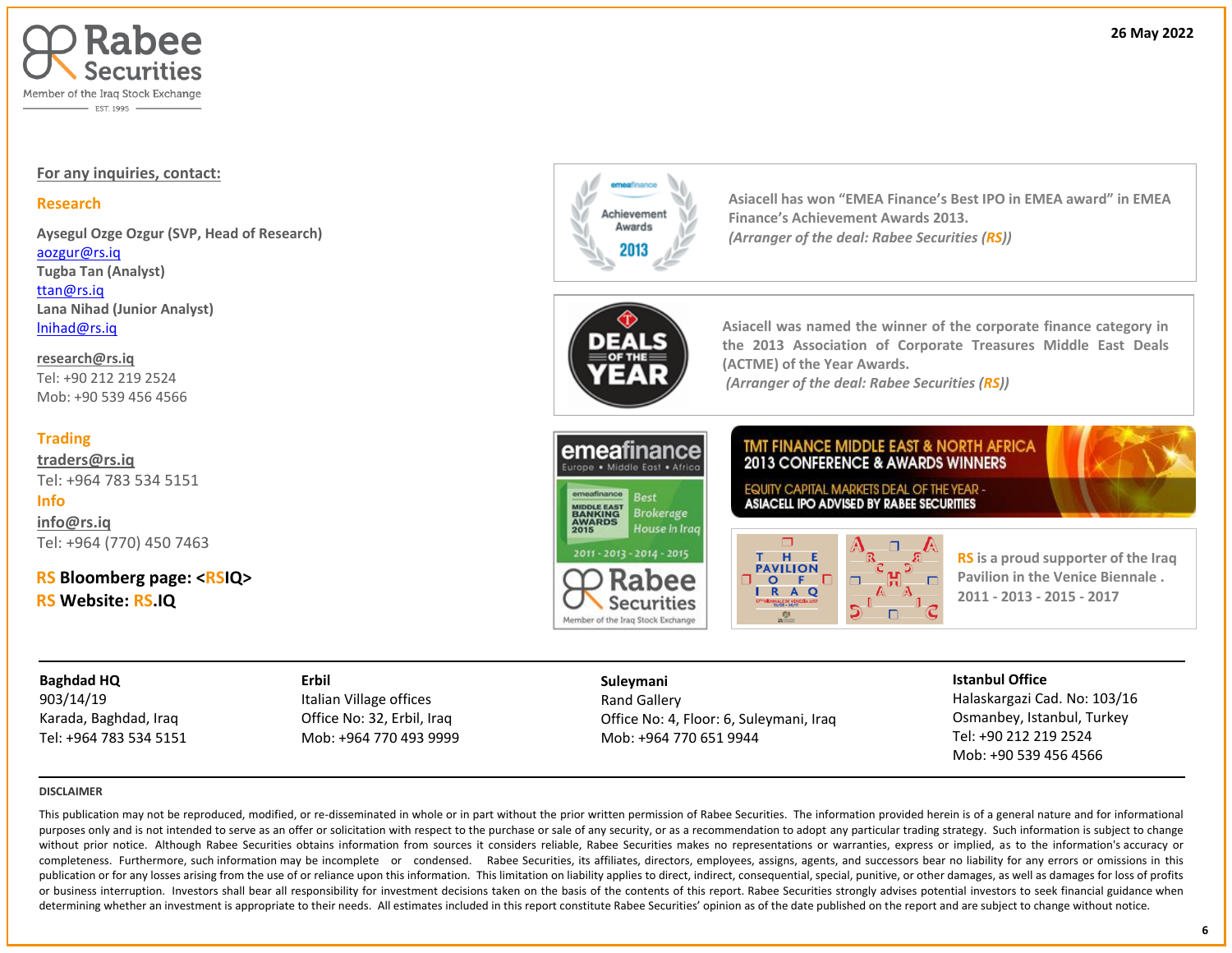26 May 2022

**For any inquiries, contact:**

**Research**

**Aysegul Ozge Ozgur (SVP, Head of Research)**
aozgur@rs.iq
**Tugba Tan (Analyst)**
ttan@rs.iq
**Lana Nihad (Junior Analyst)**
lnihad@rs.iq

research@rs.iq
Tel: +90 212 219 2524
Mob: +90 539 456 4566

**Trading**

traders@rs.iq
Tel: +964 783 534 5151

**Info**

info@rs.iq
Tel: +964 (770) 450 7463

**RS Bloomberg page: <RSIQ>**
**RS Website: RS.IQ**

Asiacell has won "EMEA Finance's Best IPO in EMEA award" in EMEA Finance's Achievement Awards 2013.
*(Arranger of the deal: Rabee Securities (RS))*

Asiacell was named the winner of the corporate finance category in the 2013 Association of Corporate Treasures Middle East Deals (ACTME) of the Year Awards.
*(Arranger of the deal: Rabee Securities (RS))*

TMT FINANCE MIDDLE EAST & NORTH AFRICA 2013 CONFERENCE & AWARDS WINNERS
EQUITY CAPITAL MARKETS DEAL OF THE YEAR - ASIACELL IPO ADVISED BY RABEE SECURITIES

emeafinance Middle East Banking Awards 2015 – Best Brokerage House in Iraq – 2011 - 2013 - 2014 - 2015

RS is a proud supporter of the Iraq Pavilion in the Venice Biennale . 2011 - 2013 - 2015 - 2017

**Baghdad HQ**
903/14/19
Karada, Baghdad, Iraq
Tel: +964 783 534 5151

**Erbil**
Italian Village offices
Office No: 32, Erbil, Iraq
Mob: +964 770 493 9999

**Suleymani**
Rand Gallery
Office No: 4, Floor: 6, Suleymani, Iraq
Mob: +964 770 651 9944

**Istanbul Office**
Halaskargazi Cad. No: 103/16
Osmanbey, Istanbul, Turkey
Tel: +90 212 219 2524
Mob: +90 539 456 4566

**DISCLAIMER**

This publication may not be reproduced, modified, or re-disseminated in whole or in part without the prior written permission of Rabee Securities. The information provided herein is of a general nature and for informational purposes only and is not intended to serve as an offer or solicitation with respect to the purchase or sale of any security, or as a recommendation to adopt any particular trading strategy. Such information is subject to change without prior notice. Although Rabee Securities obtains information from sources it considers reliable, Rabee Securities makes no representations or warranties, express or implied, as to the information's accuracy or completeness. Furthermore, such information may be incomplete or condensed. Rabee Securities, its affiliates, directors, employees, assigns, agents, and successors bear no liability for any errors or omissions in this publication or for any losses arising from the use of or reliance upon this information. This limitation on liability applies to direct, indirect, consequential, special, punitive, or other damages, as well as damages for loss of profits or business interruption. Investors shall bear all responsibility for investment decisions taken on the basis of the contents of this report. Rabee Securities strongly advises potential investors to seek financial guidance when determining whether an investment is appropriate to their needs. All estimates included in this report constitute Rabee Securities' opinion as of the date published on the report and are subject to change without notice.